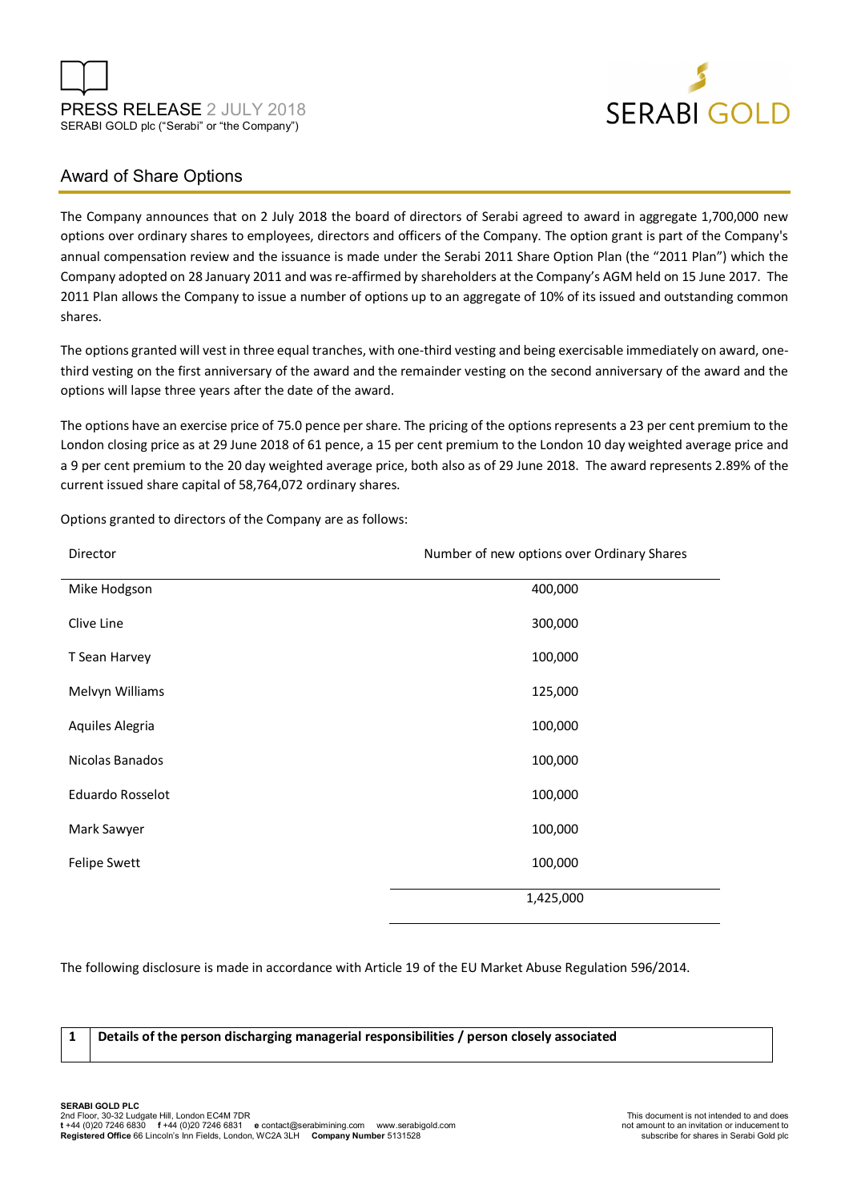PRESS RELEASE 2 JULY 2018
SERABI GOLD plc ("Serabi" or "the Company")

## Award of Share Options

The Company announces that on 2 July 2018 the board of directors of Serabi agreed to award in aggregate 1,700,000 new options over ordinary shares to employees, directors and officers of the Company. The option grant is part of the Company's annual compensation review and the issuance is made under the Serabi 2011 Share Option Plan (the "2011 Plan") which the Company adopted on 28 January 2011 and was re-affirmed by shareholders at the Company's AGM held on 15 June 2017. The 2011 Plan allows the Company to issue a number of options up to an aggregate of 10% of its issued and outstanding common shares.

The options granted will vest in three equal tranches, with one-third vesting and being exercisable immediately on award, one-third vesting on the first anniversary of the award and the remainder vesting on the second anniversary of the award and the options will lapse three years after the date of the award.

The options have an exercise price of 75.0 pence per share. The pricing of the options represents a 23 per cent premium to the London closing price as at 29 June 2018 of 61 pence, a 15 per cent premium to the London 10 day weighted average price and a 9 per cent premium to the 20 day weighted average price, both also as of 29 June 2018. The award represents 2.89% of the current issued share capital of 58,764,072 ordinary shares.

Options granted to directors of the Company are as follows:

| Director | Number of new options over Ordinary Shares |
|---|---|
| Mike Hodgson | 400,000 |
| Clive Line | 300,000 |
| T Sean Harvey | 100,000 |
| Melvyn Williams | 125,000 |
| Aquiles Alegria | 100,000 |
| Nicolas Banados | 100,000 |
| Eduardo Rosselot | 100,000 |
| Mark Sawyer | 100,000 |
| Felipe Swett | 100,000 |
| | 1,425,000 |

The following disclosure is made in accordance with Article 19 of the EU Market Abuse Regulation 596/2014.

| 1 | **Details of the person discharging managerial responsibilities / person closely associated** |
|---|---|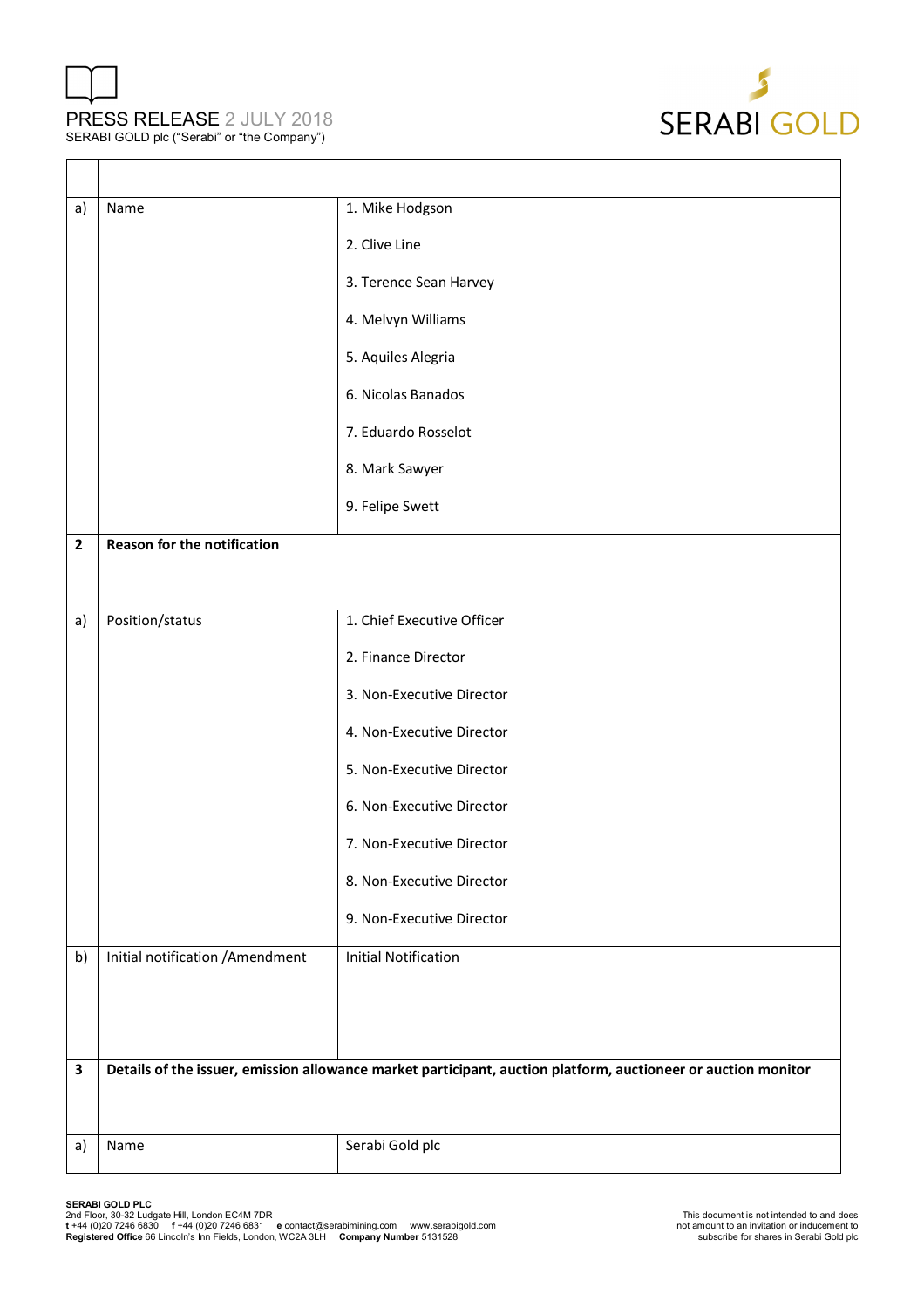| | | |
|---|---|---|
| | | |
| a) | Name | 1. Mike Hodgson<br><br>2. Clive Line<br><br>3. Terence Sean Harvey<br><br>4. Melvyn Williams<br><br>5. Aquiles Alegria<br><br>6. Nicolas Banados<br><br>7. Eduardo Rosselot<br><br>8. Mark Sawyer<br><br>9. Felipe Swett |
| **2** | **Reason for the notification** | |
| a) | Position/status | 1. Chief Executive Officer<br><br>2. Finance Director<br><br>3. Non-Executive Director<br><br>4. Non-Executive Director<br><br>5. Non-Executive Director<br><br>6. Non-Executive Director<br><br>7. Non-Executive Director<br><br>8. Non-Executive Director<br><br>9. Non-Executive Director |
| b) | Initial notification /Amendment | Initial Notification |
| **3** | **Details of the issuer, emission allowance market participant, auction platform, auctioneer or auction monitor** | |
| a) | Name | Serabi Gold plc |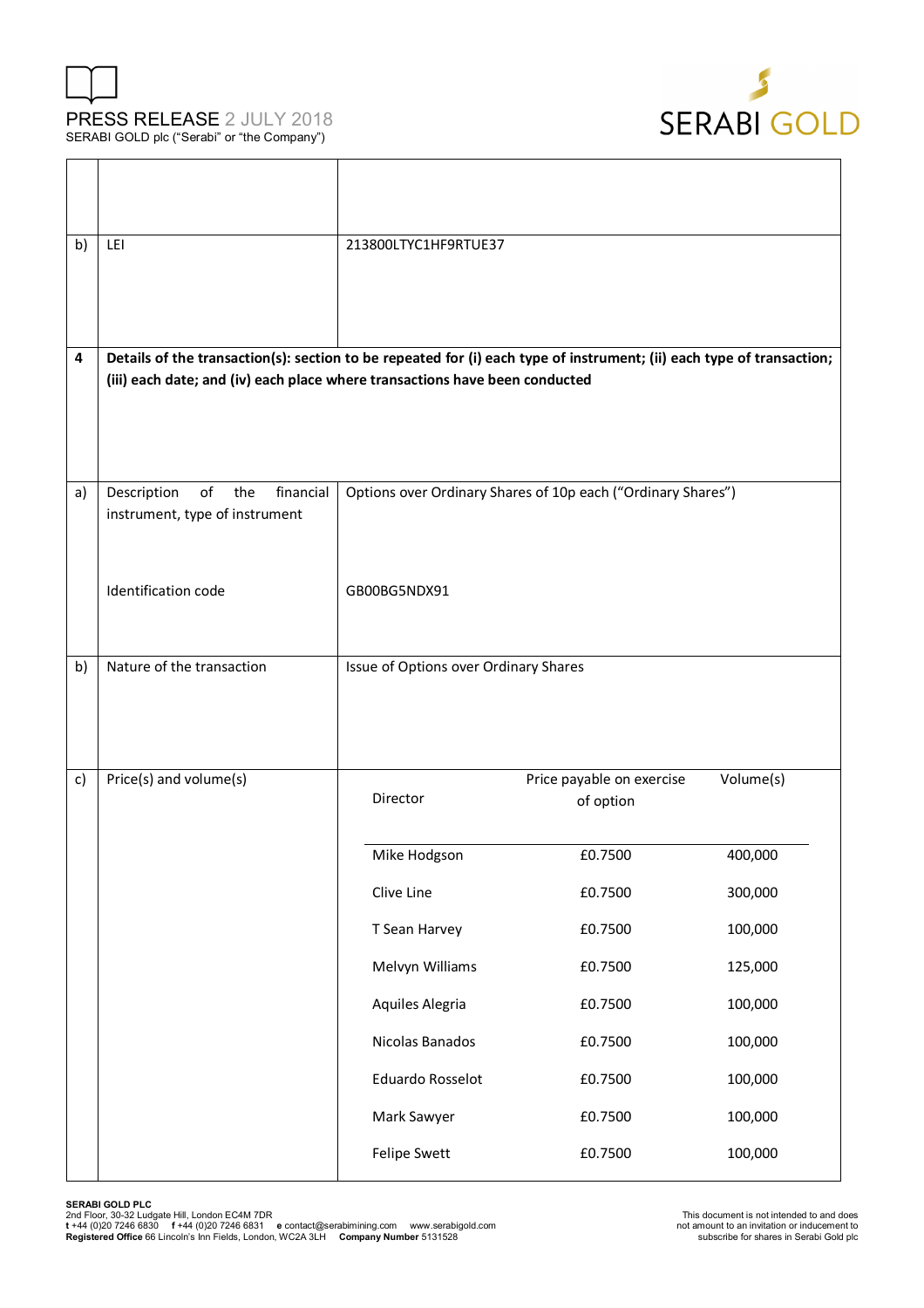| | | |
|---|---|---|
| | | |
| b) | LEI | 213800LTYC1HF9RTUE37 |
| **4** | **Details of the transaction(s): section to be repeated for (i) each type of instrument; (ii) each type of transaction; (iii) each date; and (iv) each place where transactions have been conducted** | |
| a) | Description of the financial instrument, type of instrument<br><br>Identification code | Options over Ordinary Shares of 10p each ("Ordinary Shares")<br><br>GB00BG5NDX91 |
| b) | Nature of the transaction | Issue of Options over Ordinary Shares |
| c) | Price(s) and volume(s) | See table below |

| Director | Price payable on exercise of option | Volume(s) |
|---|---|---|
| Mike Hodgson | £0.7500 | 400,000 |
| Clive Line | £0.7500 | 300,000 |
| T Sean Harvey | £0.7500 | 100,000 |
| Melvyn Williams | £0.7500 | 125,000 |
| Aquiles Alegria | £0.7500 | 100,000 |
| Nicolas Banados | £0.7500 | 100,000 |
| Eduardo Rosselot | £0.7500 | 100,000 |
| Mark Sawyer | £0.7500 | 100,000 |
| Felipe Swett | £0.7500 | 100,000 |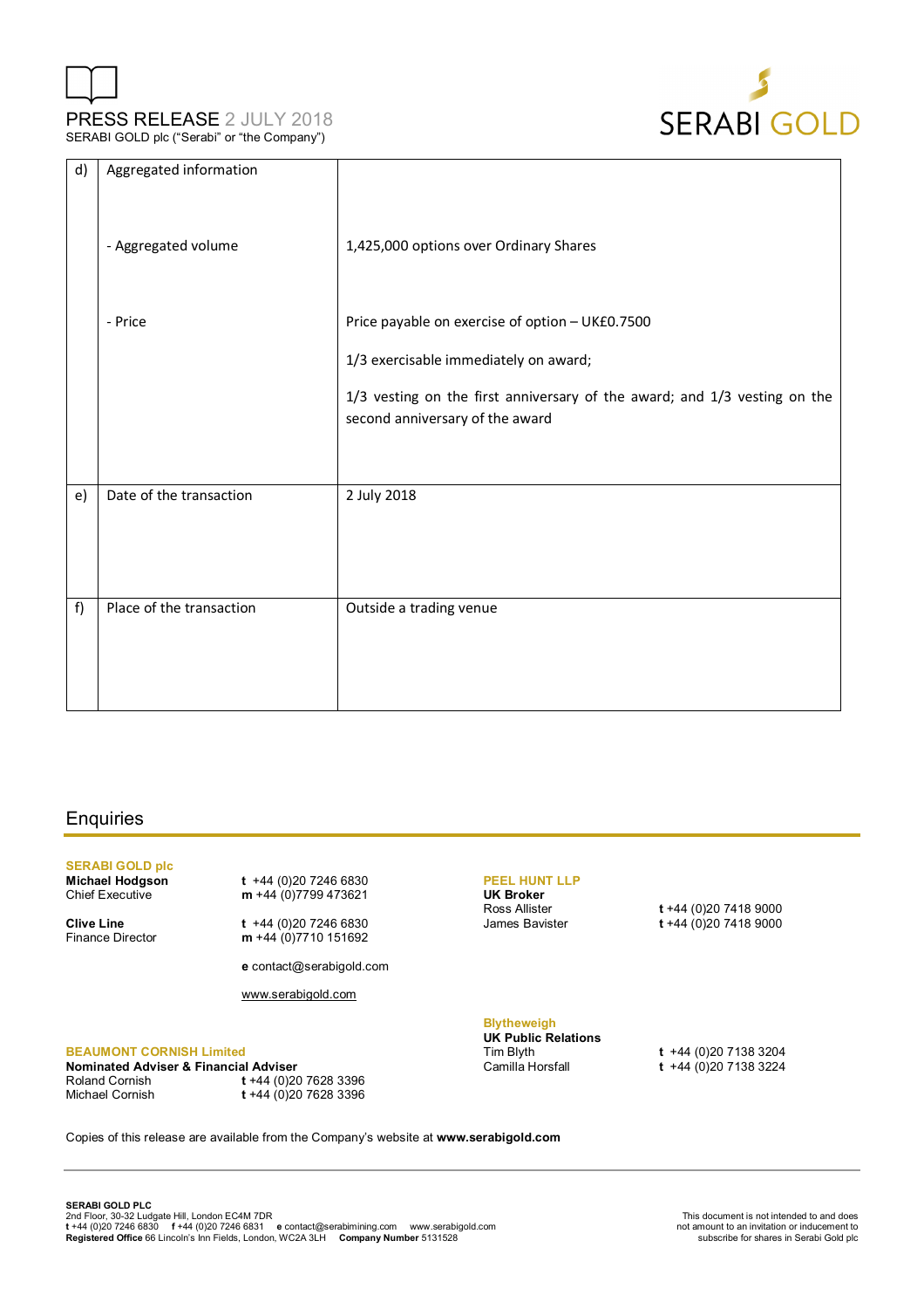| d) | Aggregated information<br><br>- Aggregated volume<br><br>- Price | <br><br>1,425,000 options over Ordinary Shares<br><br>Price payable on exercise of option – UK£0.7500<br><br>1/3 exercisable immediately on award;<br><br>1/3 vesting on the first anniversary of the award; and 1/3 vesting on the second anniversary of the award |
|---|---|---|
| e) | Date of the transaction | 2 July 2018 |
| f) | Place of the transaction | Outside a trading venue |

## Enquiries

**SERABI GOLD plc**

**Michael Hodgson**
Chief Executive
**t** +44 (0)20 7246 6830
**m** +44 (0)7799 473621

**Clive Line**
Finance Director
**t** +44 (0)20 7246 6830
**m** +44 (0)7710 151692

**e** contact@serabigold.com

www.serabigold.com

**BEAUMONT CORNISH Limited**
**Nominated Adviser & Financial Adviser**
Roland Cornish **t** +44 (0)20 7628 3396
Michael Cornish **t** +44 (0)20 7628 3396

**PEEL HUNT LLP**
**UK Broker**
Ross Allister **t** +44 (0)20 7418 9000
James Bavister **t** +44 (0)20 7418 9000

**Blytheweigh**
**UK Public Relations**
Tim Blyth **t** +44 (0)20 7138 3204
Camilla Horsfall **t** +44 (0)20 7138 3224

Copies of this release are available from the Company's website at **www.serabigold.com**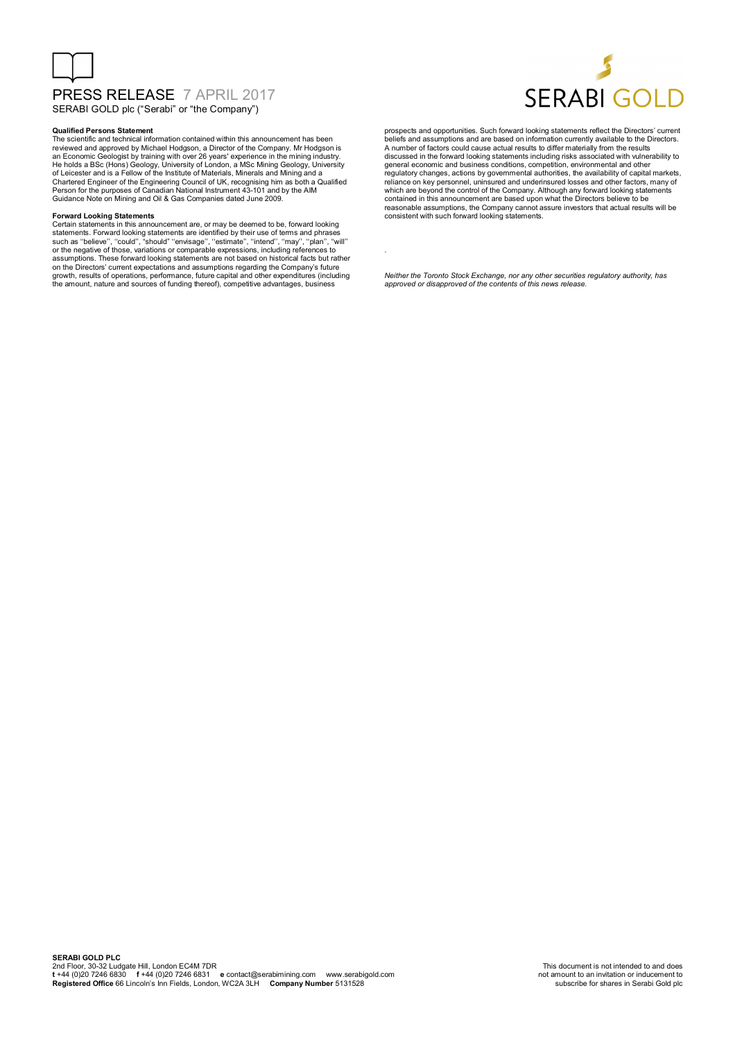**Qualified Persons Statement**

The scientific and technical information contained within this announcement has been reviewed and approved by Michael Hodgson, a Director of the Company. Mr Hodgson is an Economic Geologist by training with over 26 years' experience in the mining industry. He holds a BSc (Hons) Geology, University of London, a MSc Mining Geology, University of Leicester and is a Fellow of the Institute of Materials, Minerals and Mining and a Chartered Engineer of the Engineering Council of UK, recognising him as both a Qualified Person for the purposes of Canadian National Instrument 43-101 and by the AIM Guidance Note on Mining and Oil & Gas Companies dated June 2009.

**Forward Looking Statements**

Certain statements in this announcement are, or may be deemed to be, forward looking statements. Forward looking statements are identified by their use of terms and phrases such as ''believe'', ''could'', "should" ''envisage'', ''estimate'', ''intend'', ''may'', ''plan'', "will" or the negative of those, variations or comparable expressions, including references to assumptions. These forward looking statements are not based on historical facts but rather on the Directors' current expectations and assumptions regarding the Company's future growth, results of operations, performance, future capital and other expenditures (including the amount, nature and sources of funding thereof), competitive advantages, business prospects and opportunities. Such forward looking statements reflect the Directors' current beliefs and assumptions and are based on information currently available to the Directors. A number of factors could cause actual results to differ materially from the results discussed in the forward looking statements including risks associated with vulnerability to general economic and business conditions, competition, environmental and other regulatory changes, actions by governmental authorities, the availability of capital markets, reliance on key personnel, uninsured and underinsured losses and other factors, many of which are beyond the control of the Company. Although any forward looking statements contained in this announcement are based upon what the Directors believe to be reasonable assumptions, the Company cannot assure investors that actual results will be consistent with such forward looking statements.

*Neither the Toronto Stock Exchange, nor any other securities regulatory authority, has approved or disapproved of the contents of this news release.*